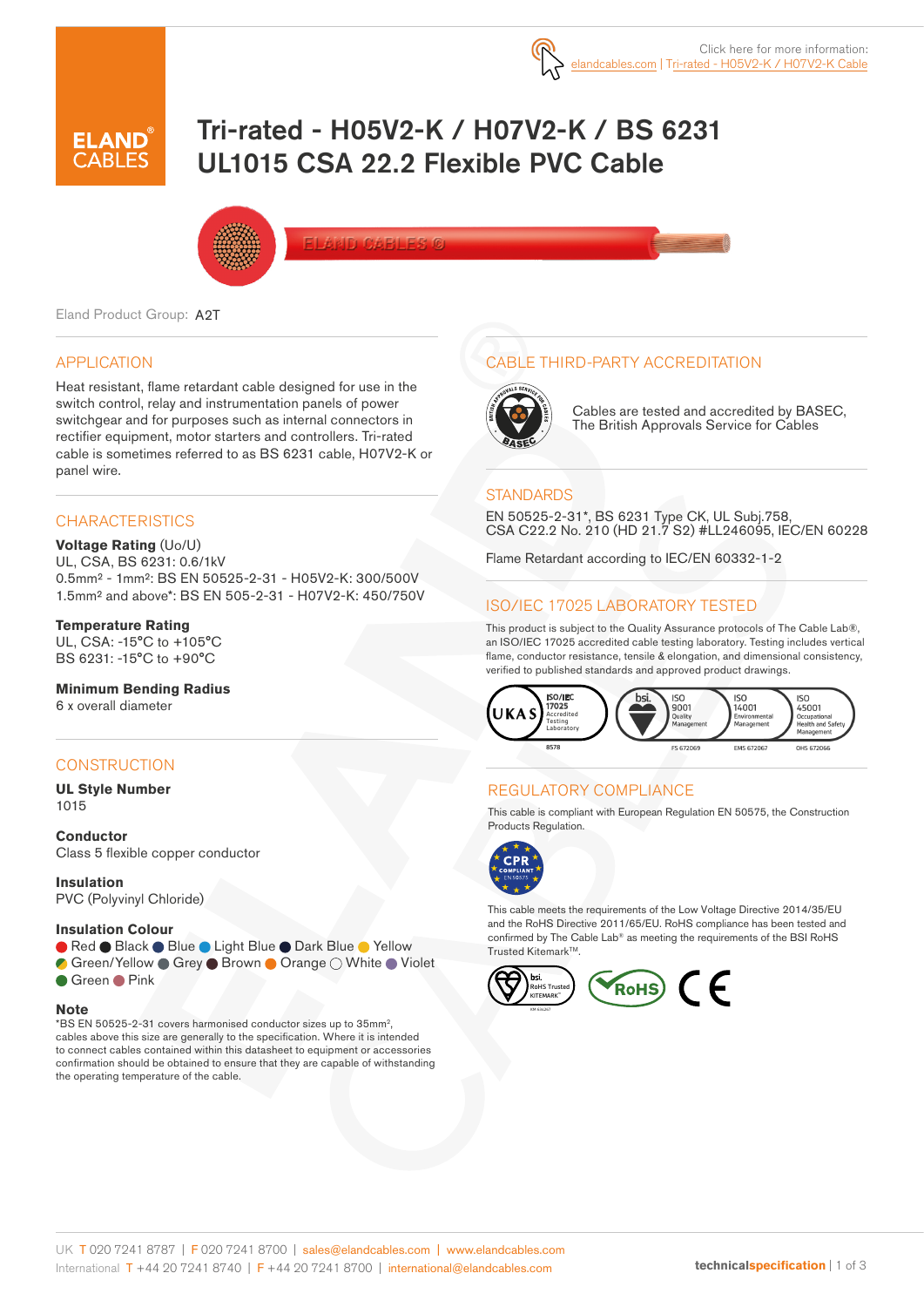Click here for more information: elandcables.com | Tri-rated - H05V2-K / H07V2-K Cable

# Tri-rated - H05V2-K / H07V2-K / BS 6231 UL1015 CSA 22.2 Flexible PVC Cable

Eland Product Group: A2T

## APPLICATION

Heat resistant, flame retardant cable designed for use in the switch control, relay and instrumentation panels of power switchgear and for purposes such as internal connectors in rectifier equipment, motor starters and controllers. Tri-rated cable is sometimes referred to as BS 6231 cable, H07V2-K or panel wire.

## CHARACTERISTICS

**Voltage Rating** (Uo/U)
UL, CSA, BS 6231: 0.6/1kV
0.5mm² - 1mm²: BS EN 50525-2-31 - H05V2-K: 300/500V
1.5mm² and above*: BS EN 505-2-31 - H07V2-K: 450/750V

**Temperature Rating**
UL, CSA: -15°C to +105°C
BS 6231: -15°C to +90°C

**Minimum Bending Radius**
6 x overall diameter

## CONSTRUCTION

**UL Style Number**
1015

**Conductor**
Class 5 flexible copper conductor

**Insulation**
PVC (Polyvinyl Chloride)

**Insulation Colour**
Red, Black, Blue, Light Blue, Dark Blue, Yellow, Green/Yellow, Grey, Brown, Orange, White, Violet, Green, Pink

**Note**
*BS EN 50525-2-31 covers harmonised conductor sizes up to 35mm², cables above this size are generally to the specification. Where it is intended to connect cables contained within this datasheet to equipment or accessories confirmation should be obtained to ensure that they are capable of withstanding the operating temperature of the cable.

## CABLE THIRD-PARTY ACCREDITATION

Cables are tested and accredited by BASEC, The British Approvals Service for Cables

## STANDARDS

EN 50525-2-31*, BS 6231 Type CK, UL Subj.758, CSA C22.2 No. 210 (HD 21.7 S2) #LL246095, IEC/EN 60228

Flame Retardant according to IEC/EN 60332-1-2

## ISO/IEC 17025 LABORATORY TESTED

This product is subject to the Quality Assurance protocols of The Cable Lab®, an ISO/IEC 17025 accredited cable testing laboratory. Testing includes vertical flame, conductor resistance, tensile & elongation, and dimensional consistency, verified to published standards and approved product drawings.

UKAS ISO/IEC 17025 Accredited Testing Laboratory 8578 | bsi. ISO 9001 Quality Management FS 672069 | ISO 14001 Environmental Management EMS 672067 | ISO 45001 Occupational Health and Safety Management OHS 672066

## REGULATORY COMPLIANCE

This cable is compliant with European Regulation EN 50575, the Construction Products Regulation.

This cable meets the requirements of the Low Voltage Directive 2014/35/EU and the RoHS Directive 2011/65/EU. RoHS compliance has been tested and confirmed by The Cable Lab® as meeting the requirements of the BSI RoHS Trusted Kitemark™.

UK T 020 7241 8787 | F 020 7241 8700 | sales@elandcables.com | www.elandcables.com
International T +44 20 7241 8740 | F +44 20 7241 8700 | international@elandcables.com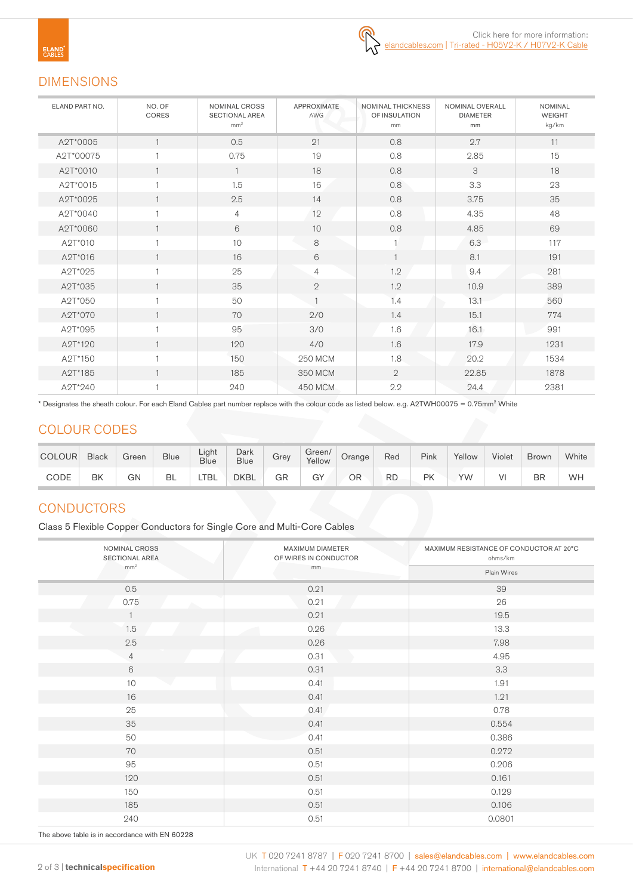Click here for more information: elandcables.com | Tri-rated - H05V2-K / H07V2-K Cable

## DIMENSIONS

| ELAND PART NO. | NO. OF CORES | NOMINAL CROSS SECTIONAL AREA mm² | APPROXIMATE AWG | NOMINAL THICKNESS OF INSULATION mm | NOMINAL OVERALL DIAMETER mm | NOMINAL WEIGHT kg/km |
|---|---|---|---|---|---|---|
| A2T*0005 | 1 | 0.5 | 21 | 0.8 | 2.7 | 11 |
| A2T*00075 | 1 | 0.75 | 19 | 0.8 | 2.85 | 15 |
| A2T*0010 | 1 | 1 | 18 | 0.8 | 3 | 18 |
| A2T*0015 | 1 | 1.5 | 16 | 0.8 | 3.3 | 23 |
| A2T*0025 | 1 | 2.5 | 14 | 0.8 | 3.75 | 35 |
| A2T*0040 | 1 | 4 | 12 | 0.8 | 4.35 | 48 |
| A2T*0060 | 1 | 6 | 10 | 0.8 | 4.85 | 69 |
| A2T*010 | 1 | 10 | 8 | 1 | 6.3 | 117 |
| A2T*016 | 1 | 16 | 6 | 1 | 8.1 | 191 |
| A2T*025 | 1 | 25 | 4 | 1.2 | 9.4 | 281 |
| A2T*035 | 1 | 35 | 2 | 1.2 | 10.9 | 389 |
| A2T*050 | 1 | 50 | 1 | 1.4 | 13.1 | 560 |
| A2T*070 | 1 | 70 | 2/0 | 1.4 | 15.1 | 774 |
| A2T*095 | 1 | 95 | 3/0 | 1.6 | 16.1 | 991 |
| A2T*120 | 1 | 120 | 4/0 | 1.6 | 17.9 | 1231 |
| A2T*150 | 1 | 150 | 250 MCM | 1.8 | 20.2 | 1534 |
| A2T*185 | 1 | 185 | 350 MCM | 2 | 22.85 | 1878 |
| A2T*240 | 1 | 240 | 450 MCM | 2.2 | 24.4 | 2381 |

* Designates the sheath colour. For each Eland Cables part number replace with the colour code as listed below. e.g. A2TWH00075 = 0.75mm² White

## COLOUR CODES

| COLOUR | Black | Green | Blue | Light Blue | Dark Blue | Grey | Green/ Yellow | Orange | Red | Pink | Yellow | Violet | Brown | White |
|---|---|---|---|---|---|---|---|---|---|---|---|---|---|---|
| CODE | BK | GN | BL | LTBL | DKBL | GR | GY | OR | RD | PK | YW | VI | BR | WH |

## CONDUCTORS

Class 5 Flexible Copper Conductors for Single Core and Multi-Core Cables

| NOMINAL CROSS SECTIONAL AREA mm² | MAXIMUM DIAMETER OF WIRES IN CONDUCTOR mm | MAXIMUM RESISTANCE OF CONDUCTOR AT 20°C ohms/km |
|---|---|---|
| | | Plain Wires |
| 0.5 | 0.21 | 39 |
| 0.75 | 0.21 | 26 |
| 1 | 0.21 | 19.5 |
| 1.5 | 0.26 | 13.3 |
| 2.5 | 0.26 | 7.98 |
| 4 | 0.31 | 4.95 |
| 6 | 0.31 | 3.3 |
| 10 | 0.41 | 1.91 |
| 16 | 0.41 | 1.21 |
| 25 | 0.41 | 0.78 |
| 35 | 0.41 | 0.554 |
| 50 | 0.41 | 0.386 |
| 70 | 0.51 | 0.272 |
| 95 | 0.51 | 0.206 |
| 120 | 0.51 | 0.161 |
| 150 | 0.51 | 0.129 |
| 185 | 0.51 | 0.106 |
| 240 | 0.51 | 0.0801 |

The above table is in accordance with EN 60228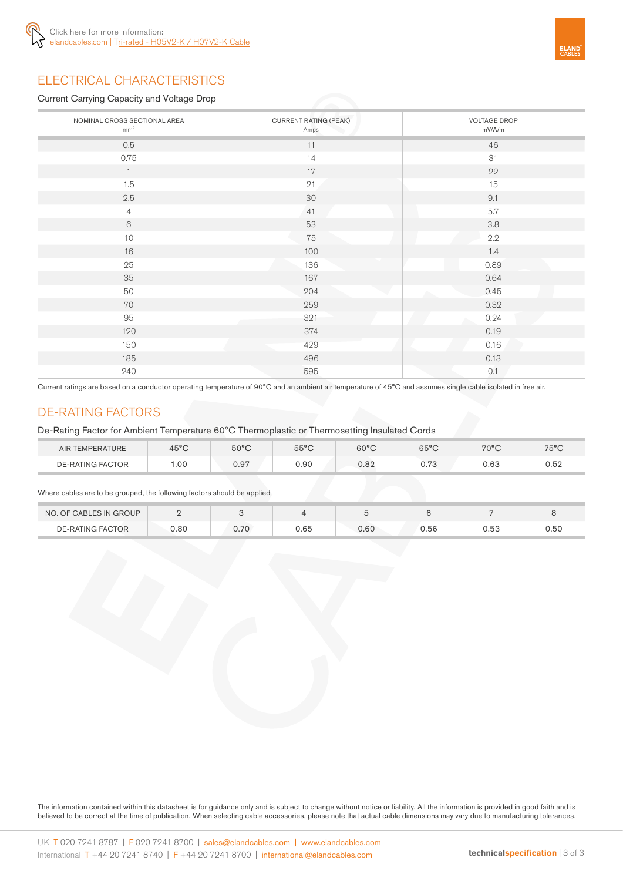Click here for more information:
elandcables.com | Tri-rated - H05V2-K / H07V2-K Cable

## ELECTRICAL CHARACTERISTICS

Current Carrying Capacity and Voltage Drop

| NOMINAL CROSS SECTIONAL AREA mm² | CURRENT RATING (PEAK) Amps | VOLTAGE DROP mV/A/m |
|---|---|---|
| 0.5 | 11 | 46 |
| 0.75 | 14 | 31 |
| 1 | 17 | 22 |
| 1.5 | 21 | 15 |
| 2.5 | 30 | 9.1 |
| 4 | 41 | 5.7 |
| 6 | 53 | 3.8 |
| 10 | 75 | 2.2 |
| 16 | 100 | 1.4 |
| 25 | 136 | 0.89 |
| 35 | 167 | 0.64 |
| 50 | 204 | 0.45 |
| 70 | 259 | 0.32 |
| 95 | 321 | 0.24 |
| 120 | 374 | 0.19 |
| 150 | 429 | 0.16 |
| 185 | 496 | 0.13 |
| 240 | 595 | 0.1 |

Current ratings are based on a conductor operating temperature of 90°C and an ambient air temperature of 45°C and assumes single cable isolated in free air.

## DE-RATING FACTORS

De-Rating Factor for Ambient Temperature 60°C Thermoplastic or Thermosetting Insulated Cords

| AIR TEMPERATURE | 45°C | 50°C | 55°C | 60°C | 65°C | 70°C | 75°C |
|---|---|---|---|---|---|---|---|
| DE-RATING FACTOR | 1.00 | 0.97 | 0.90 | 0.82 | 0.73 | 0.63 | 0.52 |

Where cables are to be grouped, the following factors should be applied

| NO. OF CABLES IN GROUP | 2 | 3 | 4 | 5 | 6 | 7 | 8 |
|---|---|---|---|---|---|---|---|
| DE-RATING FACTOR | 0.80 | 0.70 | 0.65 | 0.60 | 0.56 | 0.53 | 0.50 |

The information contained within this datasheet is for guidance only and is subject to change without notice or liability. All the information is provided in good faith and is believed to be correct at the time of publication. When selecting cable accessories, please note that actual cable dimensions may vary due to manufacturing tolerances.

UK T 020 7241 8787 | F 020 7241 8700 | sales@elandcables.com | www.elandcables.com
International T +44 20 7241 8740 | F +44 20 7241 8700 | international@elandcables.com